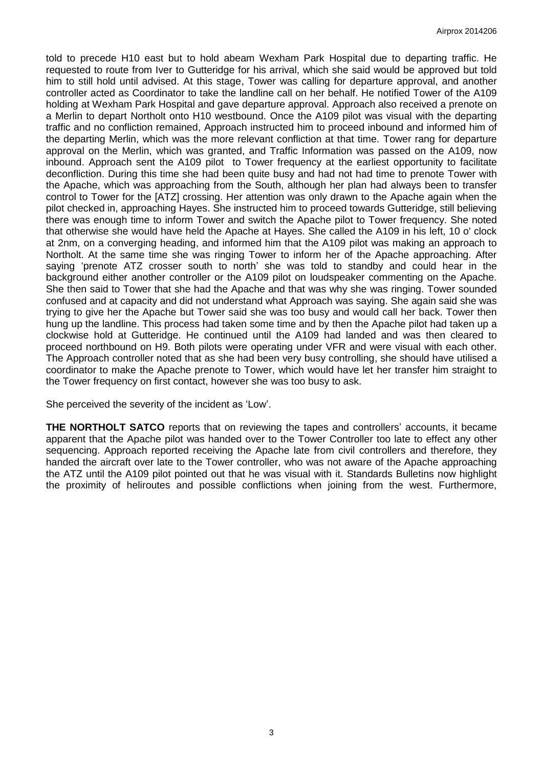told to precede H10 east but to hold abeam Wexham Park Hospital due to departing traffic. He requested to route from Iver to Gutteridge for his arrival, which she said would be approved but told him to still hold until advised. At this stage, Tower was calling for departure approval, and another controller acted as Coordinator to take the landline call on her behalf. He notified Tower of the A109 holding at Wexham Park Hospital and gave departure approval. Approach also received a prenote on a Merlin to depart Northolt onto H10 westbound. Once the A109 pilot was visual with the departing traffic and no confliction remained, Approach instructed him to proceed inbound and informed him of the departing Merlin, which was the more relevant confliction at that time. Tower rang for departure approval on the Merlin, which was granted, and Traffic Information was passed on the A109, now inbound. Approach sent the A109 pilot to Tower frequency at the earliest opportunity to facilitate deconfliction. During this time she had been quite busy and had not had time to prenote Tower with the Apache, which was approaching from the South, although her plan had always been to transfer control to Tower for the [ATZ] crossing. Her attention was only drawn to the Apache again when the pilot checked in, approaching Hayes. She instructed him to proceed towards Gutteridge, still believing there was enough time to inform Tower and switch the Apache pilot to Tower frequency. She noted that otherwise she would have held the Apache at Hayes. She called the A109 in his left, 10 o' clock at 2nm, on a converging heading, and informed him that the A109 pilot was making an approach to Northolt. At the same time she was ringing Tower to inform her of the Apache approaching. After saying 'prenote ATZ crosser south to north' she was told to standby and could hear in the background either another controller or the A109 pilot on loudspeaker commenting on the Apache. She then said to Tower that she had the Apache and that was why she was ringing. Tower sounded confused and at capacity and did not understand what Approach was saying. She again said she was trying to give her the Apache but Tower said she was too busy and would call her back. Tower then hung up the landline. This process had taken some time and by then the Apache pilot had taken up a clockwise hold at Gutteridge. He continued until the A109 had landed and was then cleared to proceed northbound on H9. Both pilots were operating under VFR and were visual with each other. The Approach controller noted that as she had been very busy controlling, she should have utilised a coordinator to make the Apache prenote to Tower, which would have let her transfer him straight to the Tower frequency on first contact, however she was too busy to ask.

She perceived the severity of the incident as 'Low'.

**THE NORTHOLT SATCO** reports that on reviewing the tapes and controllers' accounts, it became apparent that the Apache pilot was handed over to the Tower Controller too late to effect any other sequencing. Approach reported receiving the Apache late from civil controllers and therefore, they handed the aircraft over late to the Tower controller, who was not aware of the Apache approaching the ATZ until the A109 pilot pointed out that he was visual with it. Standards Bulletins now highlight the proximity of heliroutes and possible conflictions when joining from the west. Furthermore,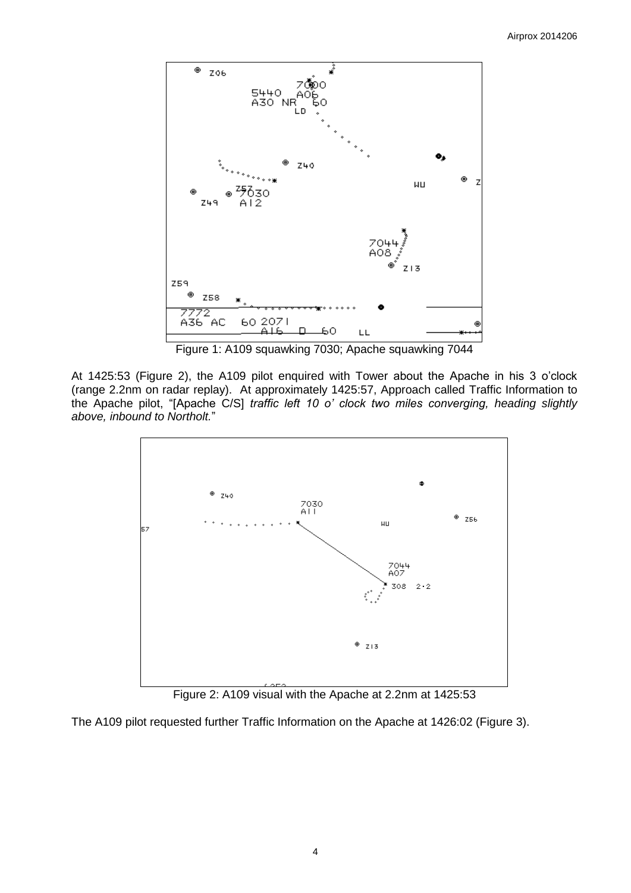Figure 1: A109 squawking 7030; Apache squawking 7044

At 1425:53 (Figure 2), the A109 pilot enquired with Tower about the Apache in his 3 o'clock (range 2.2nm on radar replay). At approximately 1425:57, Approach called Traffic Information to the Apache pilot, "[Apache C/S] *traffic left 10 o' clock two miles converging, heading slightly above, inbound to Northolt.*"

Figure 2: A109 visual with the Apache at 2.2nm at 1425:53

The A109 pilot requested further Traffic Information on the Apache at 1426:02 (Figure 3).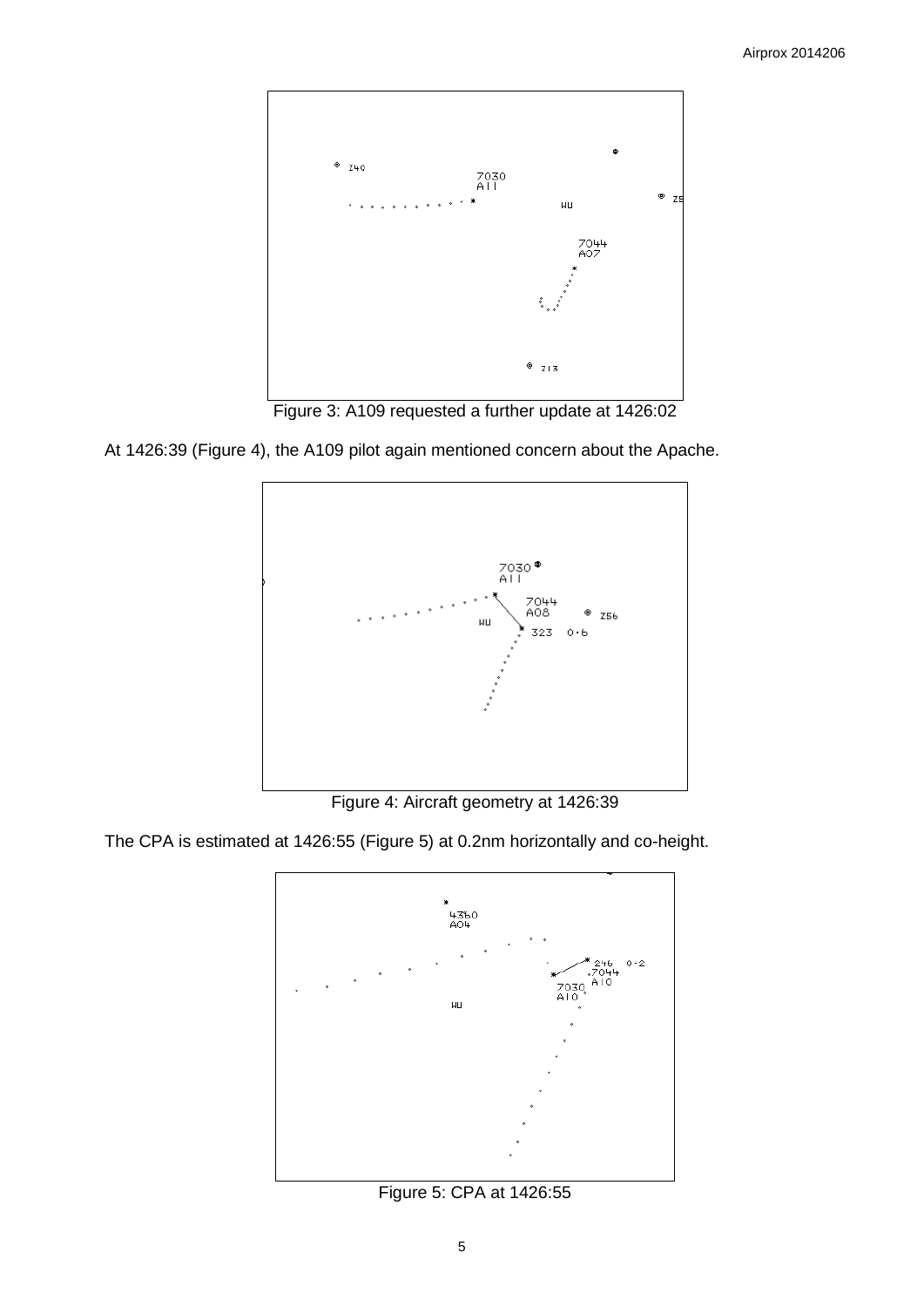Figure 3: A109 requested a further update at 1426:02

At 1426:39 (Figure 4), the A109 pilot again mentioned concern about the Apache.

Figure 4: Aircraft geometry at 1426:39

The CPA is estimated at 1426:55 (Figure 5) at 0.2nm horizontally and co-height.

Figure 5: CPA at 1426:55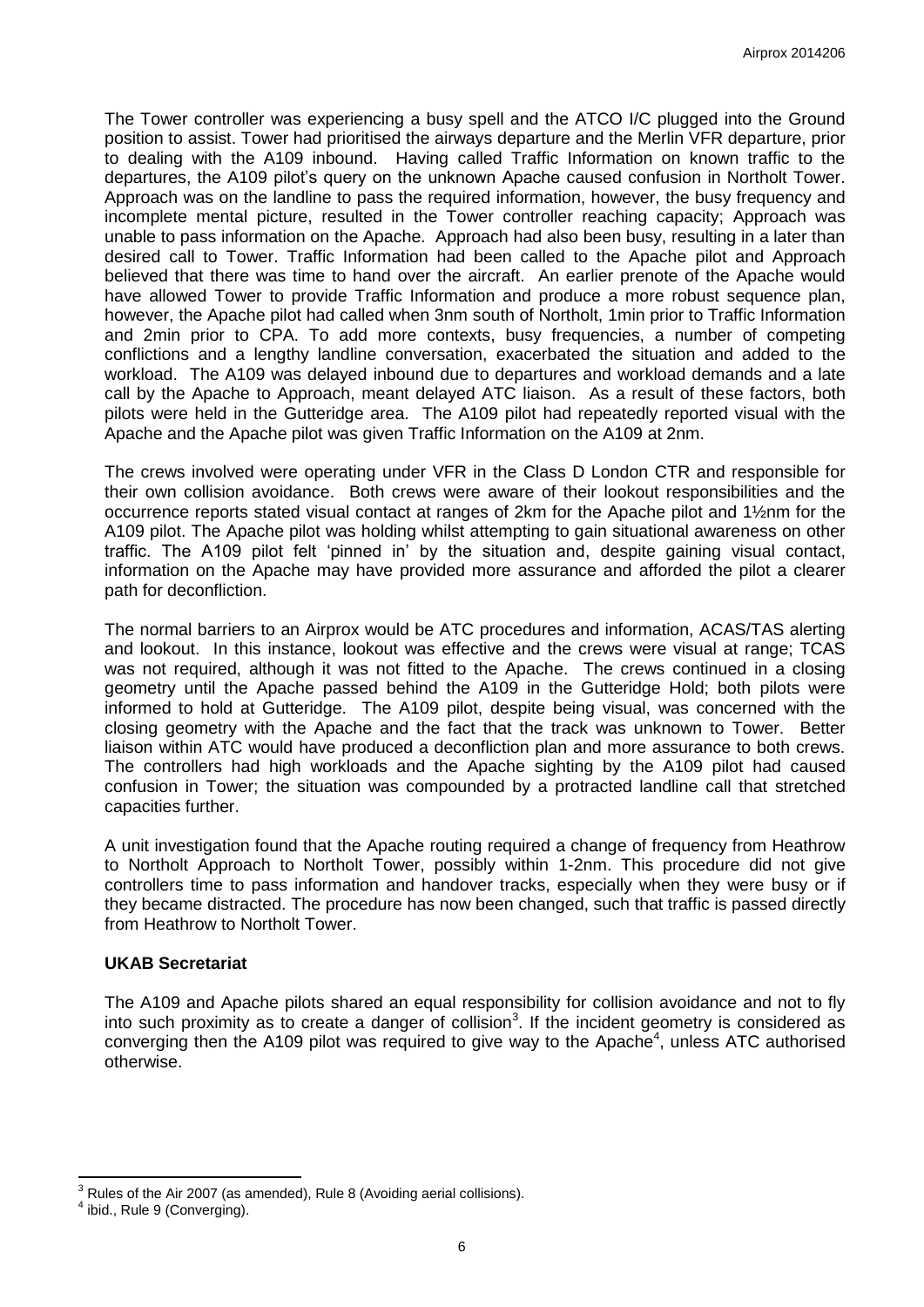The Tower controller was experiencing a busy spell and the ATCO I/C plugged into the Ground position to assist. Tower had prioritised the airways departure and the Merlin VFR departure, prior to dealing with the A109 inbound. Having called Traffic Information on known traffic to the departures, the A109 pilot's query on the unknown Apache caused confusion in Northolt Tower. Approach was on the landline to pass the required information, however, the busy frequency and incomplete mental picture, resulted in the Tower controller reaching capacity; Approach was unable to pass information on the Apache. Approach had also been busy, resulting in a later than desired call to Tower. Traffic Information had been called to the Apache pilot and Approach believed that there was time to hand over the aircraft. An earlier prenote of the Apache would have allowed Tower to provide Traffic Information and produce a more robust sequence plan, however, the Apache pilot had called when 3nm south of Northolt, 1min prior to Traffic Information and 2min prior to CPA. To add more contexts, busy frequencies, a number of competing conflictions and a lengthy landline conversation, exacerbated the situation and added to the workload. The A109 was delayed inbound due to departures and workload demands and a late call by the Apache to Approach, meant delayed ATC liaison. As a result of these factors, both pilots were held in the Gutteridge area. The A109 pilot had repeatedly reported visual with the Apache and the Apache pilot was given Traffic Information on the A109 at 2nm.

The crews involved were operating under VFR in the Class D London CTR and responsible for their own collision avoidance. Both crews were aware of their lookout responsibilities and the occurrence reports stated visual contact at ranges of 2km for the Apache pilot and 1½nm for the A109 pilot. The Apache pilot was holding whilst attempting to gain situational awareness on other traffic. The A109 pilot felt 'pinned in' by the situation and, despite gaining visual contact, information on the Apache may have provided more assurance and afforded the pilot a clearer path for deconfliction.

The normal barriers to an Airprox would be ATC procedures and information, ACAS/TAS alerting and lookout. In this instance, lookout was effective and the crews were visual at range; TCAS was not required, although it was not fitted to the Apache. The crews continued in a closing geometry until the Apache passed behind the A109 in the Gutteridge Hold; both pilots were informed to hold at Gutteridge. The A109 pilot, despite being visual, was concerned with the closing geometry with the Apache and the fact that the track was unknown to Tower. Better liaison within ATC would have produced a deconfliction plan and more assurance to both crews. The controllers had high workloads and the Apache sighting by the A109 pilot had caused confusion in Tower; the situation was compounded by a protracted landline call that stretched capacities further.

A unit investigation found that the Apache routing required a change of frequency from Heathrow to Northolt Approach to Northolt Tower, possibly within 1-2nm. This procedure did not give controllers time to pass information and handover tracks, especially when they were busy or if they became distracted. The procedure has now been changed, such that traffic is passed directly from Heathrow to Northolt Tower.

## UKAB Secretariat

The A109 and Apache pilots shared an equal responsibility for collision avoidance and not to fly into such proximity as to create a danger of collision[3]. If the incident geometry is considered as converging then the A109 pilot was required to give way to the Apache[4], unless ATC authorised otherwise.

---

[3] Rules of the Air 2007 (as amended), Rule 8 (Avoiding aerial collisions).

[4] ibid., Rule 9 (Converging).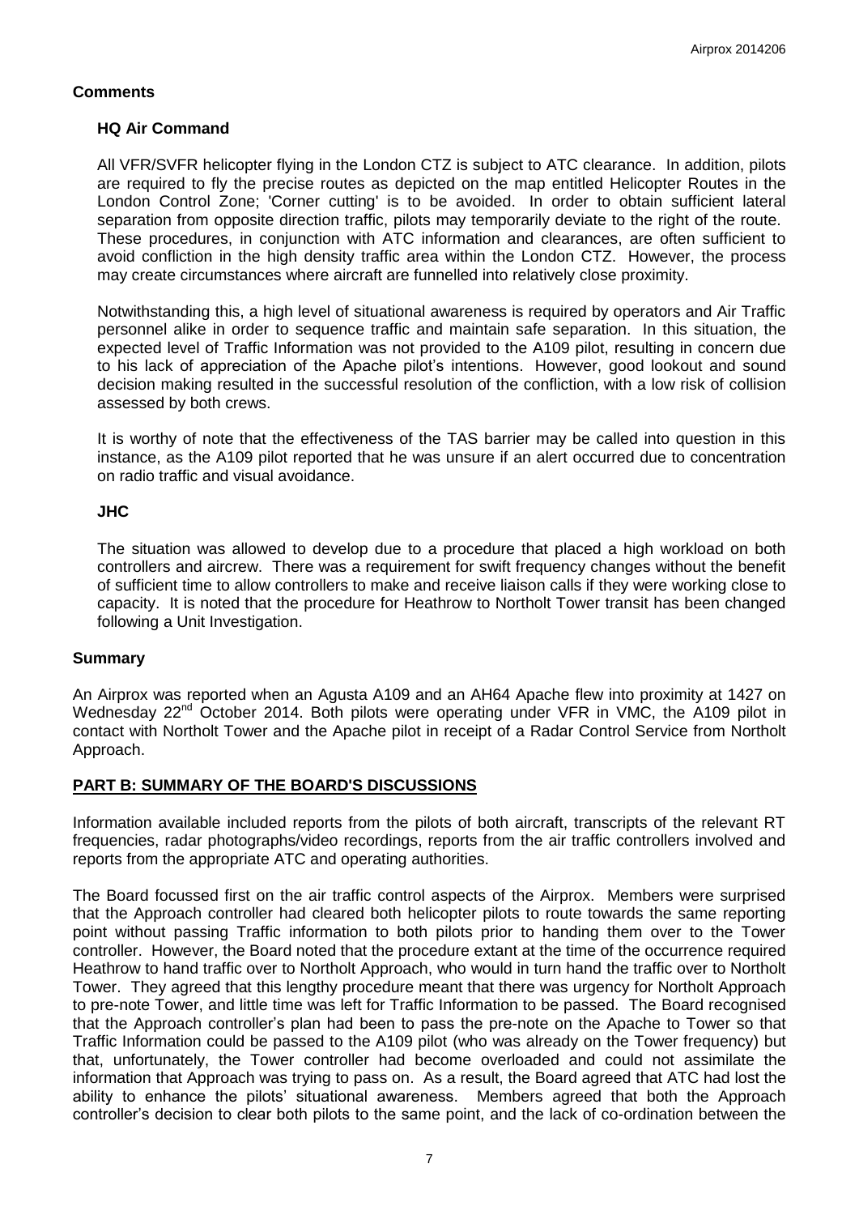## Comments

### HQ Air Command

All VFR/SVFR helicopter flying in the London CTZ is subject to ATC clearance. In addition, pilots are required to fly the precise routes as depicted on the map entitled Helicopter Routes in the London Control Zone; 'Corner cutting' is to be avoided. In order to obtain sufficient lateral separation from opposite direction traffic, pilots may temporarily deviate to the right of the route. These procedures, in conjunction with ATC information and clearances, are often sufficient to avoid confliction in the high density traffic area within the London CTZ. However, the process may create circumstances where aircraft are funnelled into relatively close proximity.

Notwithstanding this, a high level of situational awareness is required by operators and Air Traffic personnel alike in order to sequence traffic and maintain safe separation. In this situation, the expected level of Traffic Information was not provided to the A109 pilot, resulting in concern due to his lack of appreciation of the Apache pilot's intentions. However, good lookout and sound decision making resulted in the successful resolution of the confliction, with a low risk of collision assessed by both crews.

It is worthy of note that the effectiveness of the TAS barrier may be called into question in this instance, as the A109 pilot reported that he was unsure if an alert occurred due to concentration on radio traffic and visual avoidance.

### JHC

The situation was allowed to develop due to a procedure that placed a high workload on both controllers and aircrew. There was a requirement for swift frequency changes without the benefit of sufficient time to allow controllers to make and receive liaison calls if they were working close to capacity. It is noted that the procedure for Heathrow to Northolt Tower transit has been changed following a Unit Investigation.

## Summary

An Airprox was reported when an Agusta A109 and an AH64 Apache flew into proximity at 1427 on Wednesday 22nd October 2014. Both pilots were operating under VFR in VMC, the A109 pilot in contact with Northolt Tower and the Apache pilot in receipt of a Radar Control Service from Northolt Approach.

## PART B: SUMMARY OF THE BOARD'S DISCUSSIONS

Information available included reports from the pilots of both aircraft, transcripts of the relevant RT frequencies, radar photographs/video recordings, reports from the air traffic controllers involved and reports from the appropriate ATC and operating authorities.

The Board focussed first on the air traffic control aspects of the Airprox. Members were surprised that the Approach controller had cleared both helicopter pilots to route towards the same reporting point without passing Traffic information to both pilots prior to handing them over to the Tower controller. However, the Board noted that the procedure extant at the time of the occurrence required Heathrow to hand traffic over to Northolt Approach, who would in turn hand the traffic over to Northolt Tower. They agreed that this lengthy procedure meant that there was urgency for Northolt Approach to pre-note Tower, and little time was left for Traffic Information to be passed. The Board recognised that the Approach controller's plan had been to pass the pre-note on the Apache to Tower so that Traffic Information could be passed to the A109 pilot (who was already on the Tower frequency) but that, unfortunately, the Tower controller had become overloaded and could not assimilate the information that Approach was trying to pass on. As a result, the Board agreed that ATC had lost the ability to enhance the pilots' situational awareness. Members agreed that both the Approach controller's decision to clear both pilots to the same point, and the lack of co-ordination between the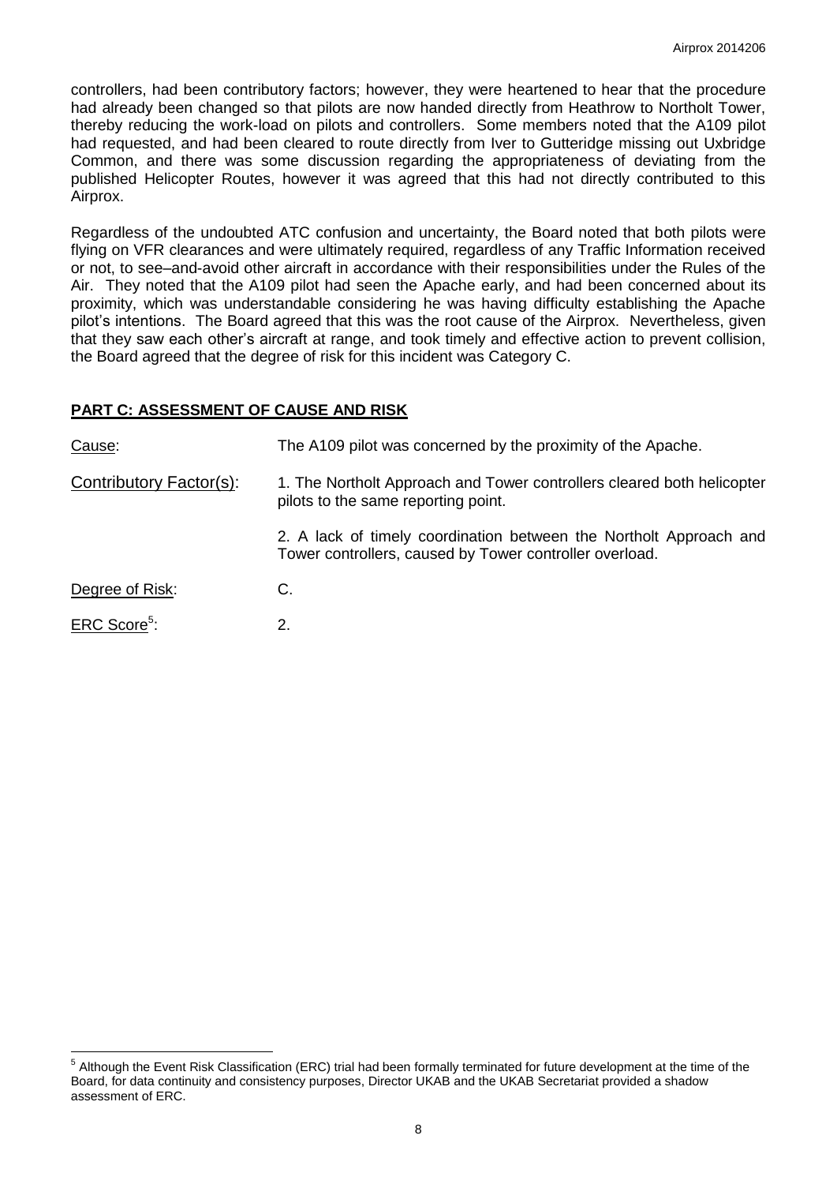controllers, had been contributory factors; however, they were heartened to hear that the procedure had already been changed so that pilots are now handed directly from Heathrow to Northolt Tower, thereby reducing the work-load on pilots and controllers. Some members noted that the A109 pilot had requested, and had been cleared to route directly from Iver to Gutteridge missing out Uxbridge Common, and there was some discussion regarding the appropriateness of deviating from the published Helicopter Routes, however it was agreed that this had not directly contributed to this Airprox.

Regardless of the undoubted ATC confusion and uncertainty, the Board noted that both pilots were flying on VFR clearances and were ultimately required, regardless of any Traffic Information received or not, to see–and-avoid other aircraft in accordance with their responsibilities under the Rules of the Air. They noted that the A109 pilot had seen the Apache early, and had been concerned about its proximity, which was understandable considering he was having difficulty establishing the Apache pilot's intentions. The Board agreed that this was the root cause of the Airprox. Nevertheless, given that they saw each other's aircraft at range, and took timely and effective action to prevent collision, the Board agreed that the degree of risk for this incident was Category C.

## PART C: ASSESSMENT OF CAUSE AND RISK

Cause: The A109 pilot was concerned by the proximity of the Apache.

Contributory Factor(s):

1. The Northolt Approach and Tower controllers cleared both helicopter pilots to the same reporting point.

2. A lack of timely coordination between the Northolt Approach and Tower controllers, caused by Tower controller overload.

Degree of Risk: C.

ERC Score[5]: 2.

[5] Although the Event Risk Classification (ERC) trial had been formally terminated for future development at the time of the Board, for data continuity and consistency purposes, Director UKAB and the UKAB Secretariat provided a shadow assessment of ERC.